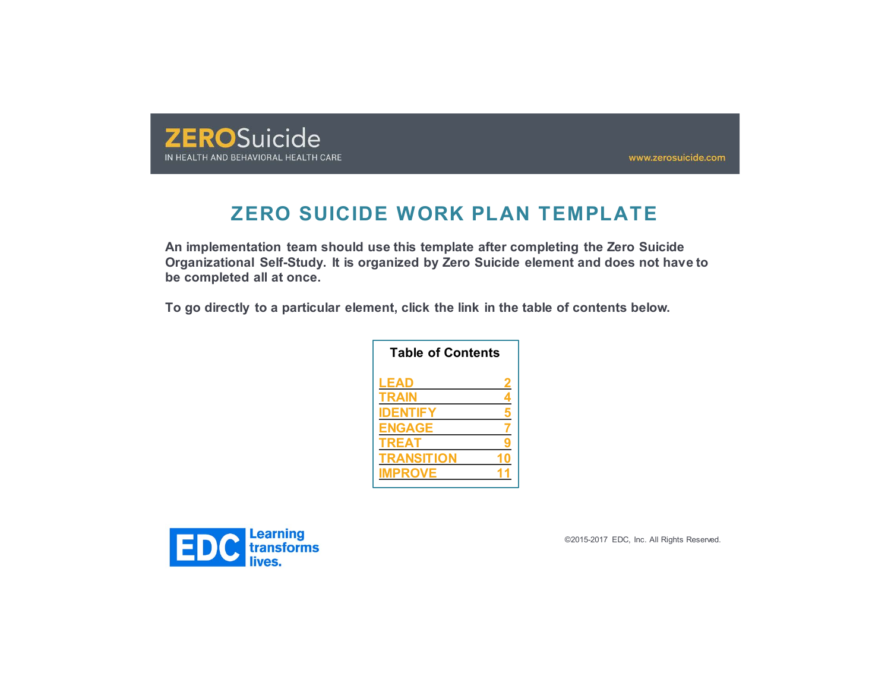**ZERO**Suicide

IN HEALTH AND BEHAVIORAL HEALTH CARE

www.zerosuicide.com

# ZERO SUICIDE WORK PLAN TEMPLATE

**An implementation team should use this template after completing the Zero Suicide Organizational Self-Study. It is organized by Zero Suicide element and does not have to be completed all at once.**

**To go directly to a particular element, click the link in the table of contents below.**

**Table of Contents**

| Element | Page |
| --- | --- |
| LEAD | 2 |
| TRAIN | 4 |
| IDENTIFY | 5 |
| ENGAGE | 7 |
| TREAT | 9 |
| TRANSITION | 10 |
| IMPROVE | 11 |

EDC Learning transforms lives.

©2015-2017 EDC, Inc. All Rights Reserved.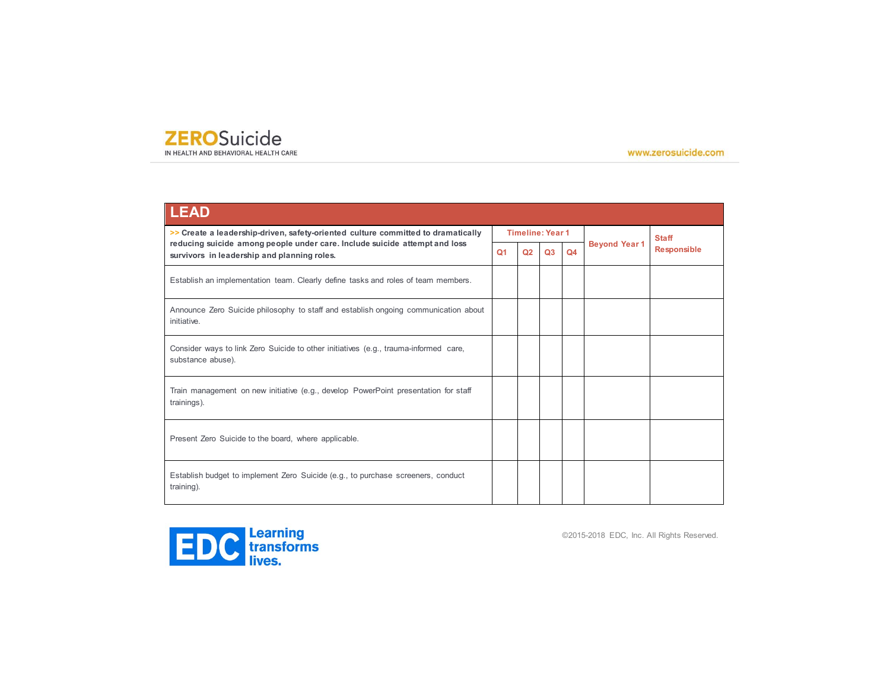## LEAD

| >> **Create a leadership-driven, safety-oriented culture committed to dramatically reducing suicide among people under care. Include suicide attempt and loss survivors in leadership and planning roles.** | Timeline: Year 1 | | | | Beyond Year 1 | Staff Responsible |
|---|---|---|---|---|---|---|
| | Q1 | Q2 | Q3 | Q4 | | |
| Establish an implementation team. Clearly define tasks and roles of team members. | | | | | | |
| Announce Zero Suicide philosophy to staff and establish ongoing communication about initiative. | | | | | | |
| Consider ways to link Zero Suicide to other initiatives (e.g., trauma-informed care, substance abuse). | | | | | | |
| Train management on new initiative (e.g., develop PowerPoint presentation for staff trainings). | | | | | | |
| Present Zero Suicide to the board, where applicable. | | | | | | |
| Establish budget to implement Zero Suicide (e.g., to purchase screeners, conduct training). | | | | | | |

©2015-2018 EDC, Inc. All Rights Reserved.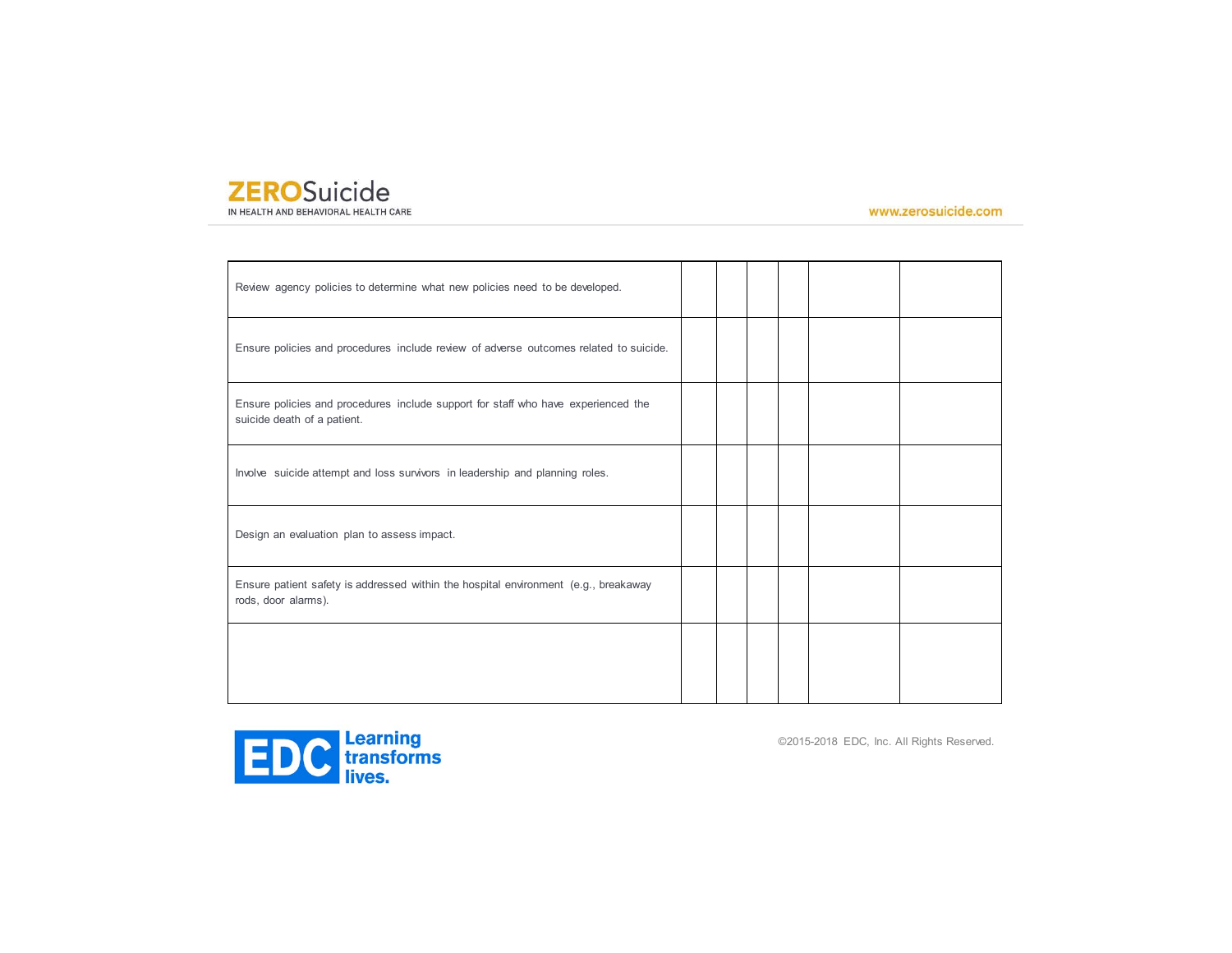| | | | | | | |
|---|---|---|---|---|---|---|
| Review agency policies to determine what new policies need to be developed. | | | | | | |
| Ensure policies and procedures include review of adverse outcomes related to suicide. | | | | | | |
| Ensure policies and procedures include support for staff who have experienced the suicide death of a patient. | | | | | | |
| Involve suicide attempt and loss survivors in leadership and planning roles. | | | | | | |
| Design an evaluation plan to assess impact. | | | | | | |
| Ensure patient safety is addressed within the hospital environment (e.g., breakaway rods, door alarms). | | | | | | |
| | | | | | | |

©2015-2018 EDC, Inc. All Rights Reserved.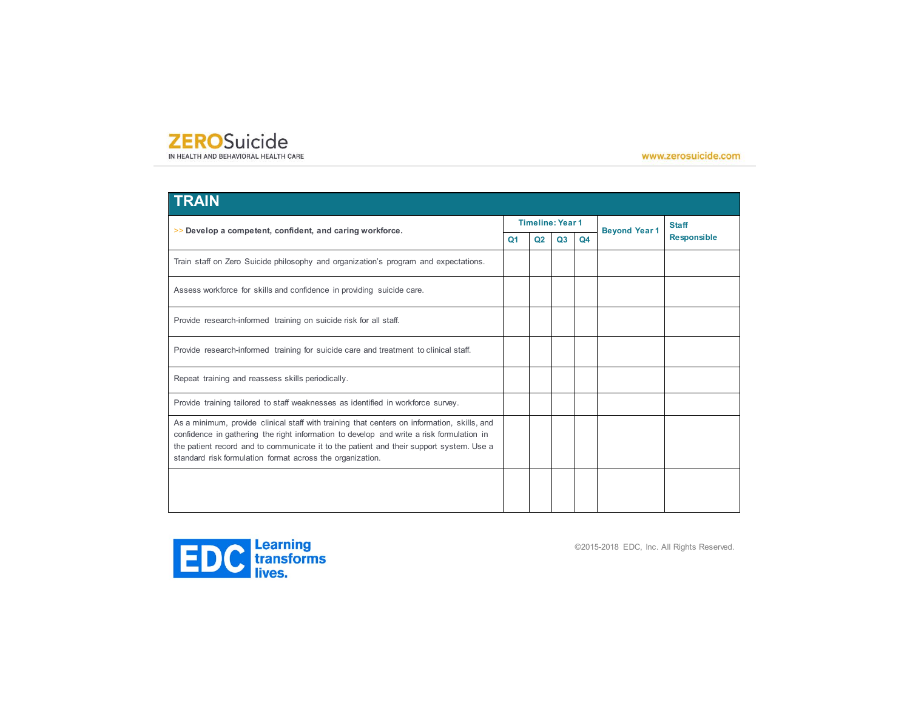## TRAIN

| >> **Develop a competent, confident, and caring workforce.** | Timeline: Year 1 | | | | Beyond Year 1 | Staff Responsible |
|---|---|---|---|---|---|---|
| | Q1 | Q2 | Q3 | Q4 | | |
| Train staff on Zero Suicide philosophy and organization's program and expectations. | | | | | | |
| Assess workforce for skills and confidence in providing suicide care. | | | | | | |
| Provide research-informed training on suicide risk for all staff. | | | | | | |
| Provide research-informed training for suicide care and treatment to clinical staff. | | | | | | |
| Repeat training and reassess skills periodically. | | | | | | |
| Provide training tailored to staff weaknesses as identified in workforce survey. | | | | | | |
| As a minimum, provide clinical staff with training that centers on information, skills, and confidence in gathering the right information to develop and write a risk formulation in the patient record and to communicate it to the patient and their support system. Use a standard risk formulation format across the organization. | | | | | | |
| | | | | | | |

©2015-2018 EDC, Inc. All Rights Reserved.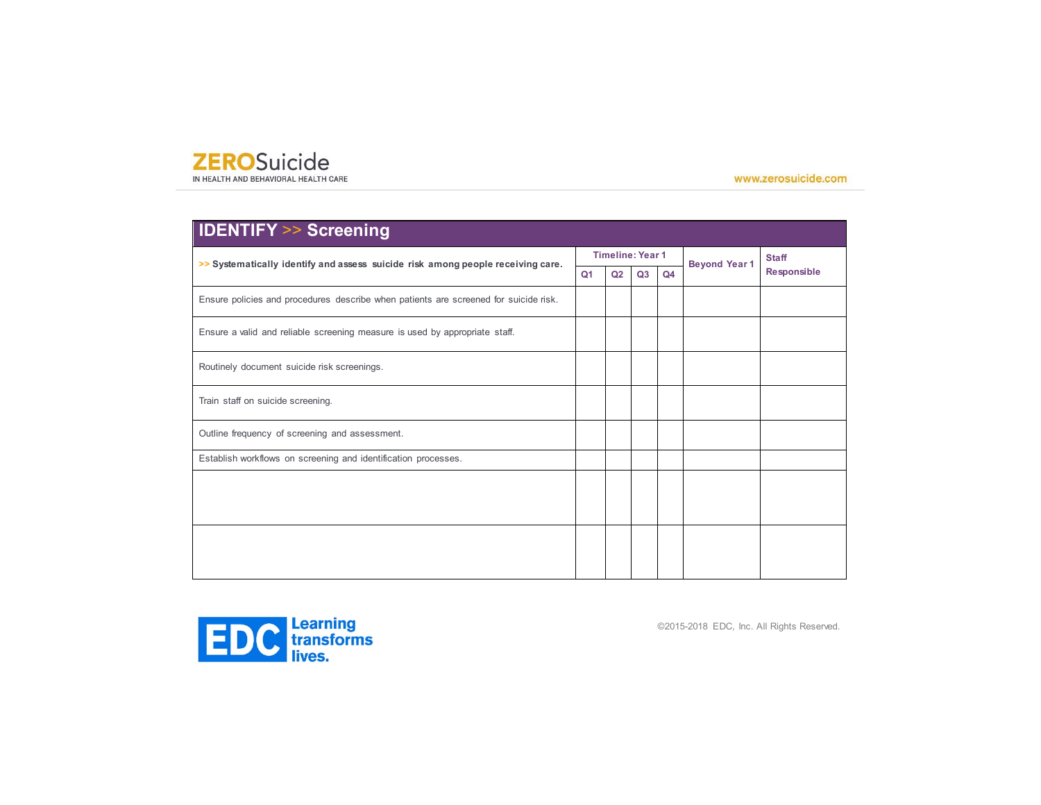## IDENTIFY >> Screening

| >> Systematically identify and assess suicide risk among people receiving care. | Timeline: Year 1 | | | | Beyond Year 1 | Staff Responsible |
|---|---|---|---|---|---|---|
| | Q1 | Q2 | Q3 | Q4 | | |
| Ensure policies and procedures describe when patients are screened for suicide risk. | | | | | | |
| Ensure a valid and reliable screening measure is used by appropriate staff. | | | | | | |
| Routinely document suicide risk screenings. | | | | | | |
| Train staff on suicide screening. | | | | | | |
| Outline frequency of screening and assessment. | | | | | | |
| Establish workflows on screening and identification processes. | | | | | | |
| | | | | | | |
| | | | | | | |

©2015-2018 EDC, Inc. All Rights Reserved.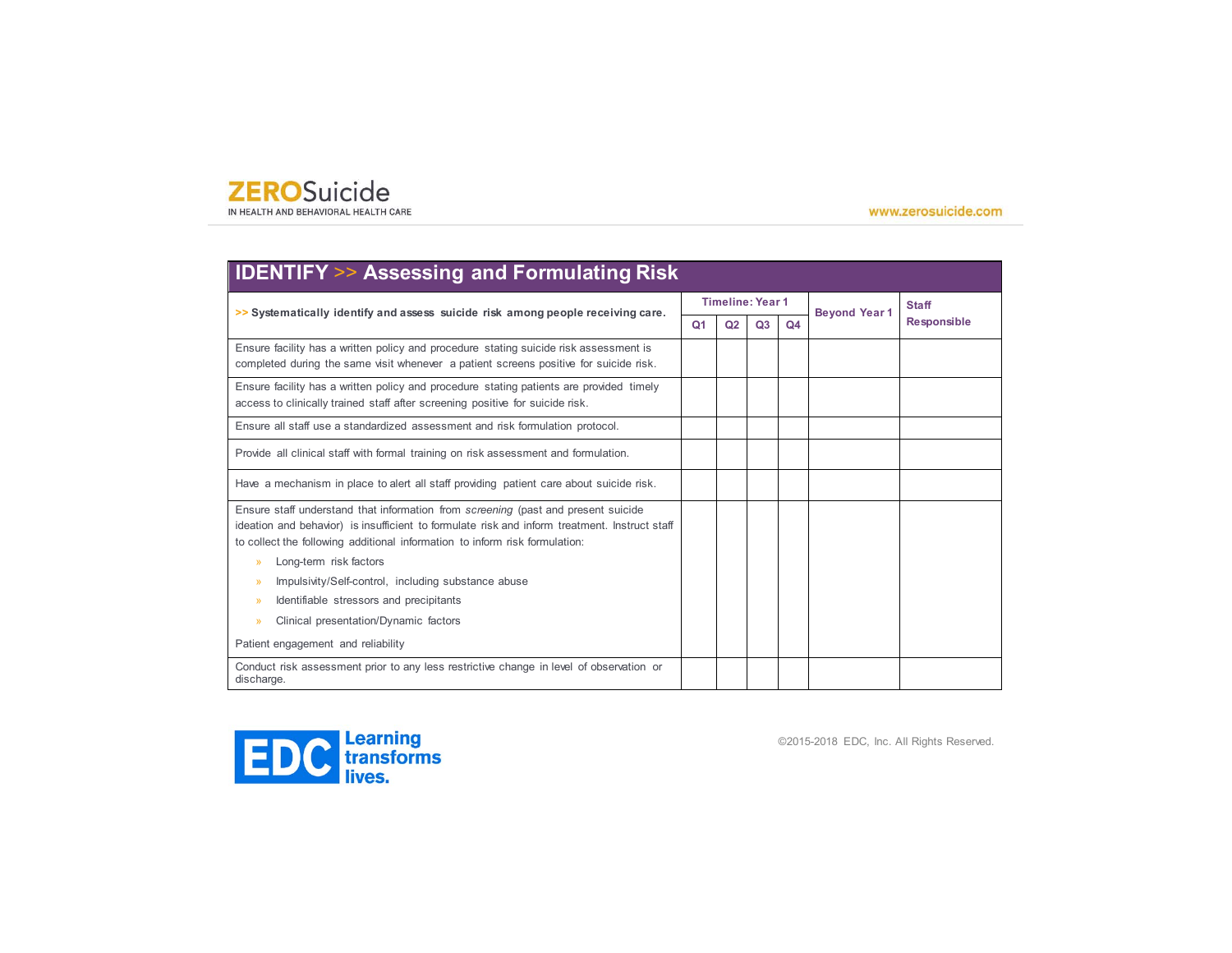## IDENTIFY >> Assessing and Formulating Risk

| >> Systematically identify and assess suicide risk among people receiving care. | Timeline: Year 1 | | | | Beyond Year 1 | Staff Responsible |
|---|---|---|---|---|---|---|
| | Q1 | Q2 | Q3 | Q4 | | |
| Ensure facility has a written policy and procedure stating suicide risk assessment is completed during the same visit whenever a patient screens positive for suicide risk. | | | | | | |
| Ensure facility has a written policy and procedure stating patients are provided timely access to clinically trained staff after screening positive for suicide risk. | | | | | | |
| Ensure all staff use a standardized assessment and risk formulation protocol. | | | | | | |
| Provide all clinical staff with formal training on risk assessment and formulation. | | | | | | |
| Have a mechanism in place to alert all staff providing patient care about suicide risk. | | | | | | |
| Ensure staff understand that information from *screening* (past and present suicide ideation and behavior) is insufficient to formulate risk and inform treatment. Instruct staff to collect the following additional information to inform risk formulation: <br>» Long-term risk factors <br>» Impulsivity/Self-control, including substance abuse <br>» Identifiable stressors and precipitants <br>» Clinical presentation/Dynamic factors <br>Patient engagement and reliability | | | | | | |
| Conduct risk assessment prior to any less restrictive change in level of observation or discharge. | | | | | | |

©2015-2018 EDC, Inc. All Rights Reserved.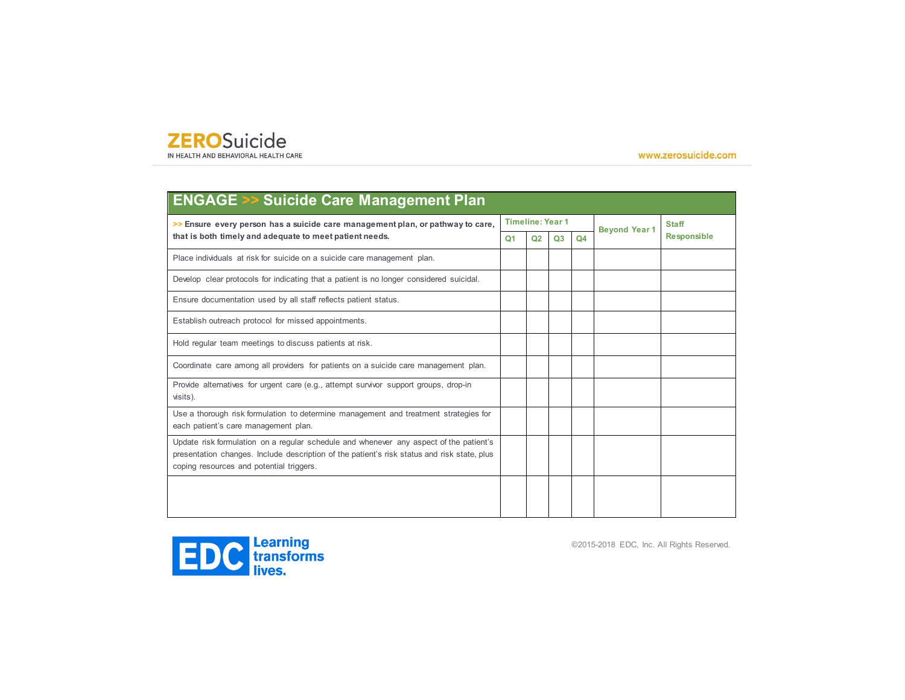## ENGAGE >> Suicide Care Management Plan

| >> **Ensure every person has a suicide care management plan, or pathway to care, that is both timely and adequate to meet patient needs.** | Timeline: Year 1 | | | | Beyond Year 1 | Staff Responsible |
|---|---|---|---|---|---|---|
| | Q1 | Q2 | Q3 | Q4 | | |
| Place individuals at risk for suicide on a suicide care management plan. | | | | | | |
| Develop clear protocols for indicating that a patient is no longer considered suicidal. | | | | | | |
| Ensure documentation used by all staff reflects patient status. | | | | | | |
| Establish outreach protocol for missed appointments. | | | | | | |
| Hold regular team meetings to discuss patients at risk. | | | | | | |
| Coordinate care among all providers for patients on a suicide care management plan. | | | | | | |
| Provide alternatives for urgent care (e.g., attempt survivor support groups, drop-in visits). | | | | | | |
| Use a thorough risk formulation to determine management and treatment strategies for each patient's care management plan. | | | | | | |
| Update risk formulation on a regular schedule and whenever any aspect of the patient's presentation changes. Include description of the patient's risk status and risk state, plus coping resources and potential triggers. | | | | | | |
| | | | | | | |

©2015-2018 EDC, Inc. All Rights Reserved.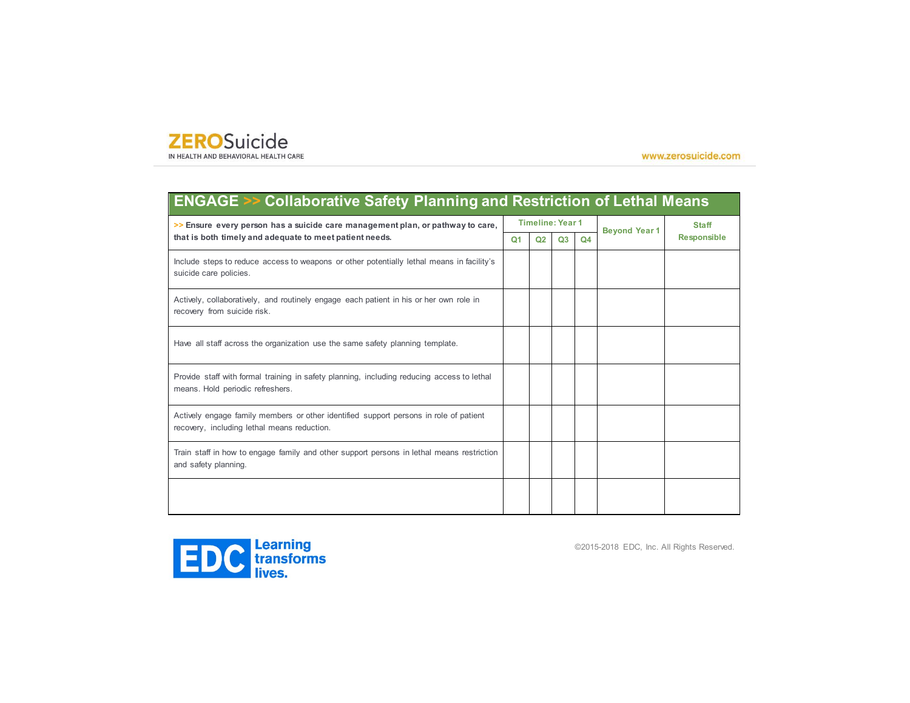## ENGAGE >> Collaborative Safety Planning and Restriction of Lethal Means

| >> **Ensure every person has a suicide care management plan, or pathway to care, that is both timely and adequate to meet patient needs.** | Timeline: Year 1 | | | | Beyond Year 1 | Staff Responsible |
|---|---|---|---|---|---|---|
| | Q1 | Q2 | Q3 | Q4 | | |
| Include steps to reduce access to weapons or other potentially lethal means in facility's suicide care policies. | | | | | | |
| Actively, collaboratively, and routinely engage each patient in his or her own role in recovery from suicide risk. | | | | | | |
| Have all staff across the organization use the same safety planning template. | | | | | | |
| Provide staff with formal training in safety planning, including reducing access to lethal means. Hold periodic refreshers. | | | | | | |
| Actively engage family members or other identified support persons in role of patient recovery, including lethal means reduction. | | | | | | |
| Train staff in how to engage family and other support persons in lethal means restriction and safety planning. | | | | | | |
| | | | | | | |

©2015-2018 EDC, Inc. All Rights Reserved.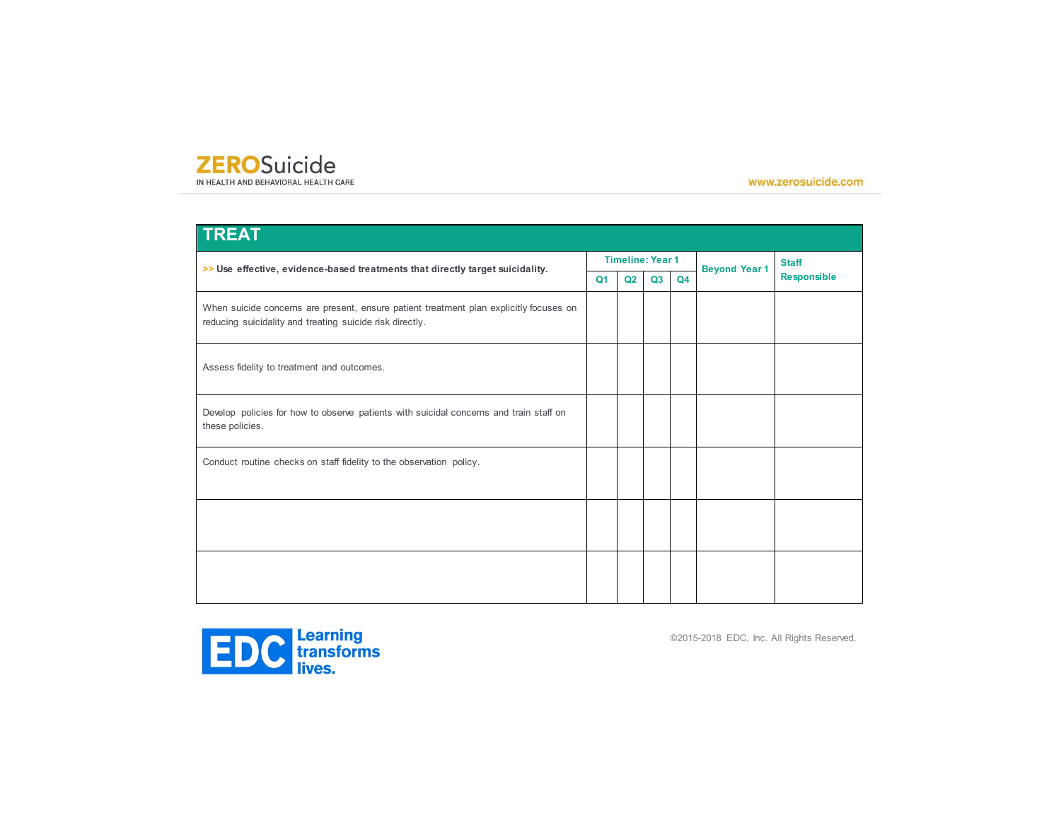| TREAT | | | | | | |
|---|---|---|---|---|---|---|
| >> **Use effective, evidence-based treatments that directly target suicidality.** | Timeline: Year 1 | | | | Beyond Year 1 | Staff Responsible |
| | Q1 | Q2 | Q3 | Q4 | | |
| When suicide concerns are present, ensure patient treatment plan explicitly focuses on reducing suicidality and treating suicide risk directly. | | | | | | |
| Assess fidelity to treatment and outcomes. | | | | | | |
| Develop policies for how to observe patients with suicidal concerns and train staff on these policies. | | | | | | |
| Conduct routine checks on staff fidelity to the observation policy. | | | | | | |
| | | | | | | |
| | | | | | | |

©2015-2018 EDC, Inc. All Rights Reserved.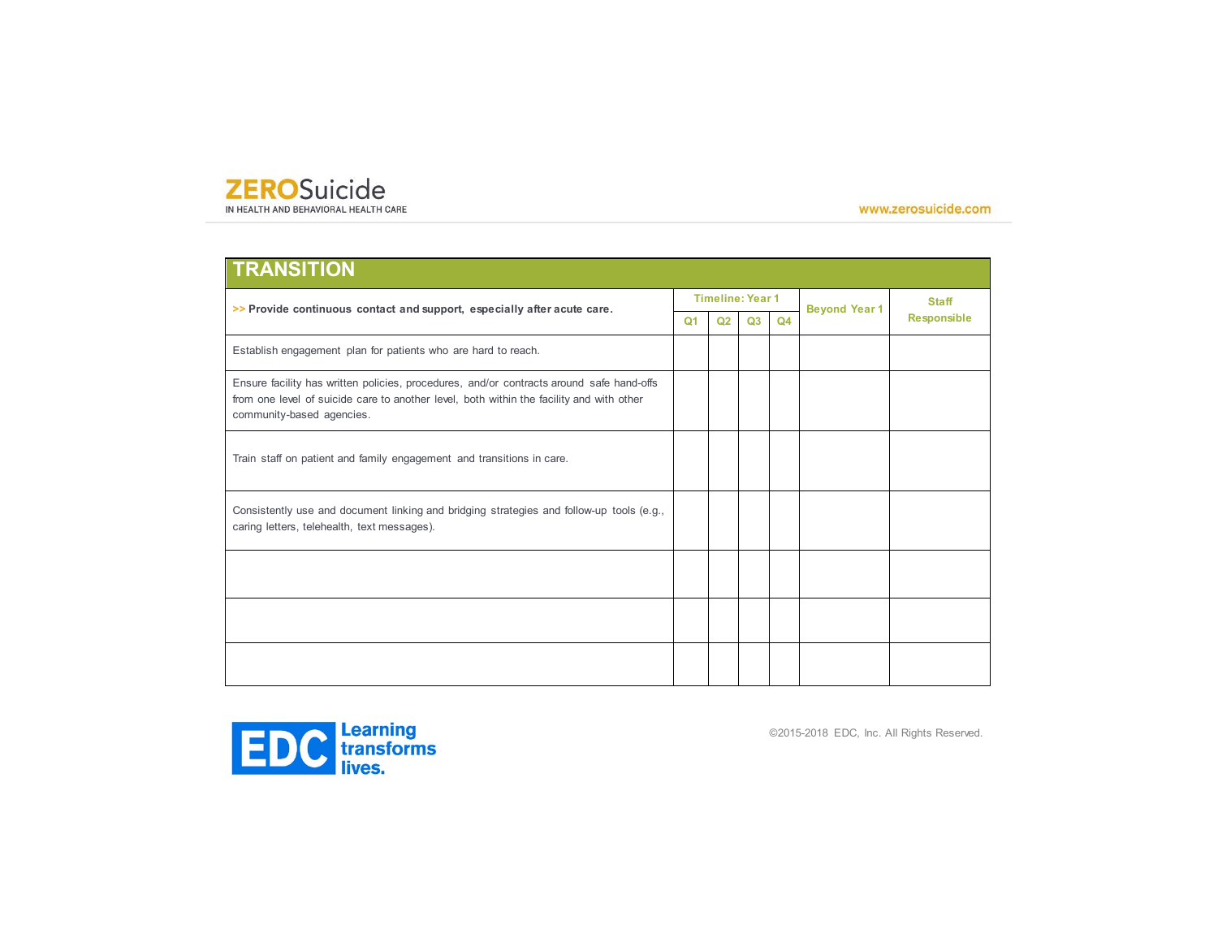# TRANSITION

| >> **Provide continuous contact and support, especially after acute care.** | Timeline: Year 1 | | | | Beyond Year 1 | Staff Responsible |
|---|---|---|---|---|---|---|
| | Q1 | Q2 | Q3 | Q4 | | |
| Establish engagement plan for patients who are hard to reach. | | | | | | |
| Ensure facility has written policies, procedures, and/or contracts around safe hand-offs from one level of suicide care to another level, both within the facility and with other community-based agencies. | | | | | | |
| Train staff on patient and family engagement and transitions in care. | | | | | | |
| Consistently use and document linking and bridging strategies and follow-up tools (e.g., caring letters, telehealth, text messages). | | | | | | |
| | | | | | | |
| | | | | | | |
| | | | | | | |

©2015-2018 EDC, Inc. All Rights Reserved.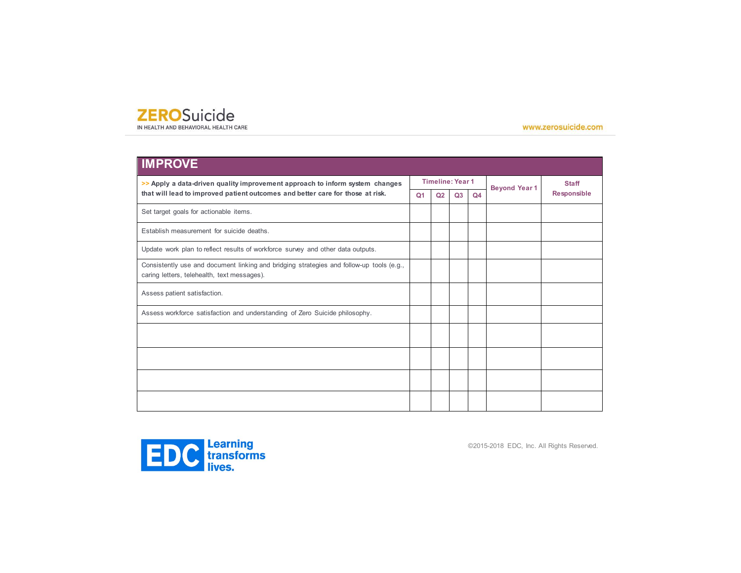# IMPROVE

| >> Apply a data-driven quality improvement approach to inform system changes that will lead to improved patient outcomes and better care for those at risk. | Timeline: Year 1 | | | | Beyond Year 1 | Staff Responsible |
|---|---|---|---|---|---|---|
| | Q1 | Q2 | Q3 | Q4 | | |
| Set target goals for actionable items. | | | | | | |
| Establish measurement for suicide deaths. | | | | | | |
| Update work plan to reflect results of workforce survey and other data outputs. | | | | | | |
| Consistently use and document linking and bridging strategies and follow-up tools (e.g., caring letters, telehealth, text messages). | | | | | | |
| Assess patient satisfaction. | | | | | | |
| Assess workforce satisfaction and understanding of Zero Suicide philosophy. | | | | | | |
| | | | | | | |
| | | | | | | |
| | | | | | | |
| | | | | | | |

©2015-2018 EDC, Inc. All Rights Reserved.